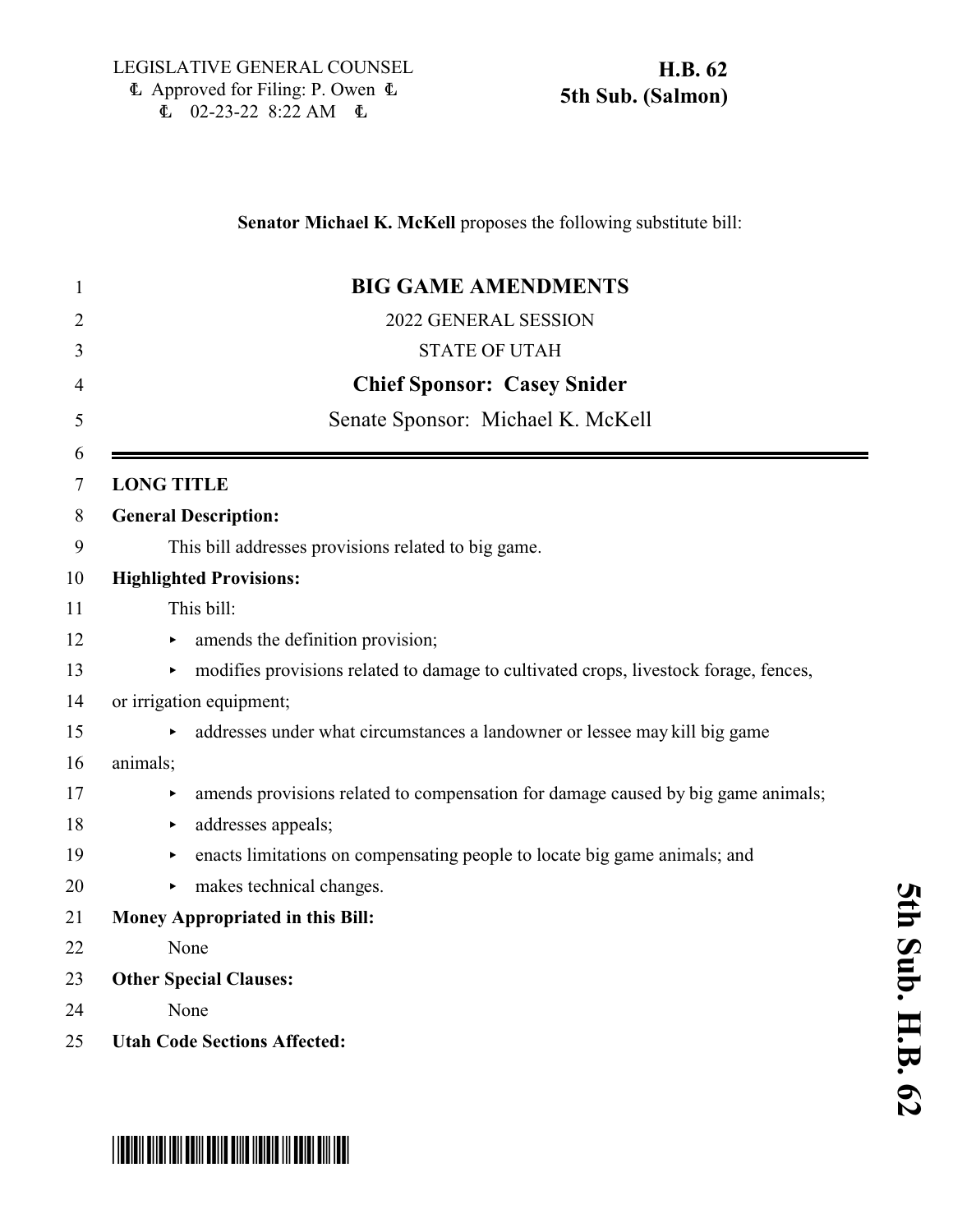LEGISLATIVE GENERAL COUNSEL
Approved for Filing: P. Owen
02-23-22 8:22 AM

**H.B. 62**
**5th Sub. (Salmon)**

**Senator Michael K. McKell** proposes the following substitute bill:

# BIG GAME AMENDMENTS

2022 GENERAL SESSION

STATE OF UTAH

**Chief Sponsor: Casey Snider**

Senate Sponsor: Michael K. McKell

---

**LONG TITLE**

**General Description:**

This bill addresses provisions related to big game.

**Highlighted Provisions:**

This bill:

- amends the definition provision;
- modifies provisions related to damage to cultivated crops, livestock forage, fences, or irrigation equipment;
- addresses under what circumstances a landowner or lessee may kill big game animals;
- amends provisions related to compensation for damage caused by big game animals;
- addresses appeals;
- enacts limitations on compensating people to locate big game animals; and
- makes technical changes.

**Money Appropriated in this Bill:**

None

**Other Special Clauses:**

None

**Utah Code Sections Affected:**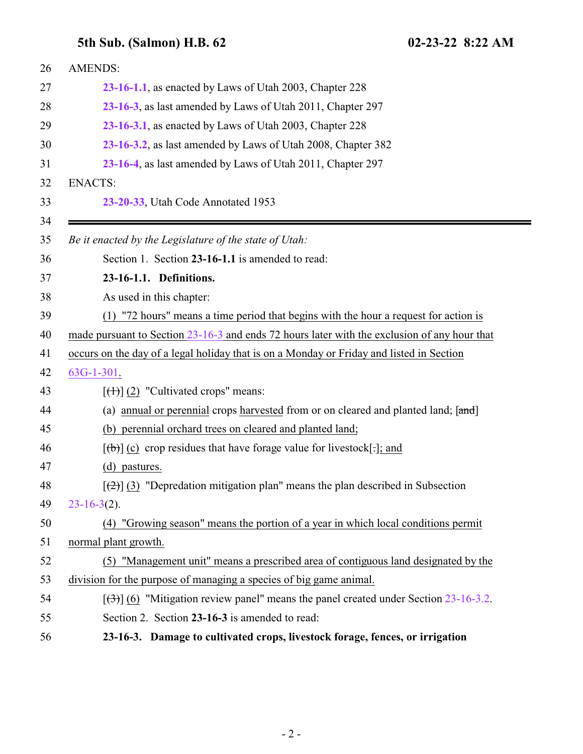AMENDS:

**23-16-1.1**, as enacted by Laws of Utah 2003, Chapter 228

**23-16-3**, as last amended by Laws of Utah 2011, Chapter 297

**23-16-3.1**, as enacted by Laws of Utah 2003, Chapter 228

**23-16-3.2**, as last amended by Laws of Utah 2008, Chapter 382

**23-16-4**, as last amended by Laws of Utah 2011, Chapter 297

ENACTS:

**23-20-33**, Utah Code Annotated 1953

---

*Be it enacted by the Legislature of the state of Utah:*

Section 1. Section **23-16-1.1** is amended to read:

**23-16-1.1. Definitions.**

As used in this chapter:

(1) "72 hours" means a time period that begins with the hour a request for action is made pursuant to Section 23-16-3 and ends 72 hours later with the exclusion of any hour that occurs on the day of a legal holiday that is on a Monday or Friday and listed in Section 63G-1-301.

[(1)] (2) "Cultivated crops" means:

(a) annual or perennial crops harvested from or on cleared and planted land; [and]

(b) perennial orchard trees on cleared and planted land;

[(b)] (c) crop residues that have forage value for livestock[.]; and

(d) pastures.

[(2)] (3) "Depredation mitigation plan" means the plan described in Subsection 23-16-3(2).

(4) "Growing season" means the portion of a year in which local conditions permit normal plant growth.

(5) "Management unit" means a prescribed area of contiguous land designated by the division for the purpose of managing a species of big game animal.

[(3)] (6) "Mitigation review panel" means the panel created under Section 23-16-3.2.

Section 2. Section **23-16-3** is amended to read:

**23-16-3. Damage to cultivated crops, livestock forage, fences, or irrigation**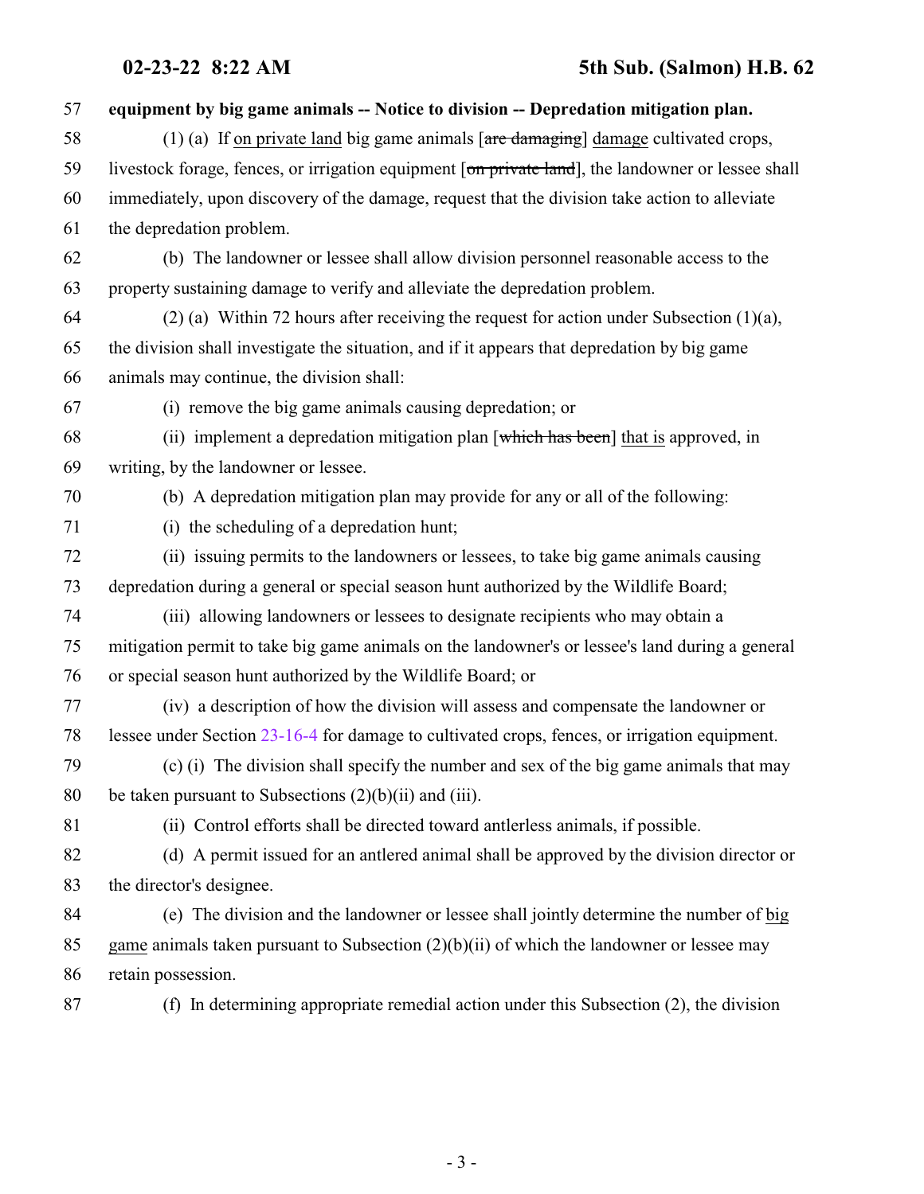**equipment by big game animals -- Notice to division -- Depredation mitigation plan.**

(1) (a) If <u>on private land</u> big game animals [~~are damaging~~] <u>damage</u> cultivated crops, livestock forage, fences, or irrigation equipment [~~on private land~~], the landowner or lessee shall immediately, upon discovery of the damage, request that the division take action to alleviate the depredation problem.

(b) The landowner or lessee shall allow division personnel reasonable access to the property sustaining damage to verify and alleviate the depredation problem.

(2) (a) Within 72 hours after receiving the request for action under Subsection (1)(a), the division shall investigate the situation, and if it appears that depredation by big game animals may continue, the division shall:

(i) remove the big game animals causing depredation; or

(ii) implement a depredation mitigation plan [~~which has been~~] <u>that is</u> approved, in writing, by the landowner or lessee.

(b) A depredation mitigation plan may provide for any or all of the following:

(i) the scheduling of a depredation hunt;

(ii) issuing permits to the landowners or lessees, to take big game animals causing depredation during a general or special season hunt authorized by the Wildlife Board;

(iii) allowing landowners or lessees to designate recipients who may obtain a mitigation permit to take big game animals on the landowner's or lessee's land during a general or special season hunt authorized by the Wildlife Board; or

(iv) a description of how the division will assess and compensate the landowner or lessee under Section 23-16-4 for damage to cultivated crops, fences, or irrigation equipment.

(c) (i) The division shall specify the number and sex of the big game animals that may be taken pursuant to Subsections (2)(b)(ii) and (iii).

(ii) Control efforts shall be directed toward antlerless animals, if possible.

(d) A permit issued for an antlered animal shall be approved by the division director or the director's designee.

(e) The division and the landowner or lessee shall jointly determine the number of <u>big game</u> animals taken pursuant to Subsection (2)(b)(ii) of which the landowner or lessee may retain possession.

(f) In determining appropriate remedial action under this Subsection (2), the division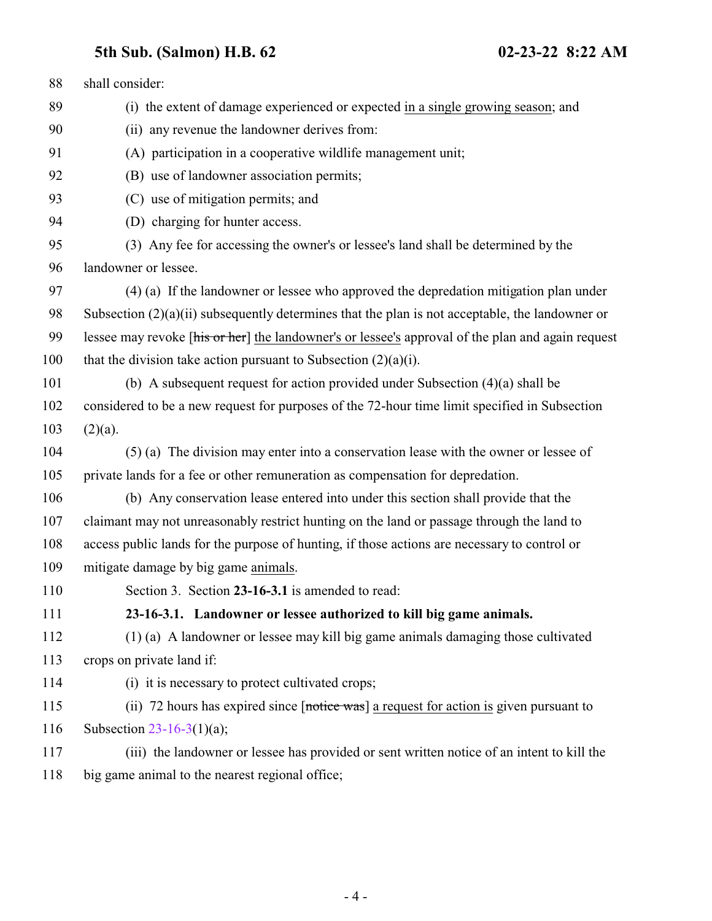shall consider:

(i) the extent of damage experienced or expected <u>in a single growing season</u>; and

(ii) any revenue the landowner derives from:

(A) participation in a cooperative wildlife management unit;

(B) use of landowner association permits;

(C) use of mitigation permits; and

(D) charging for hunter access.

(3) Any fee for accessing the owner's or lessee's land shall be determined by the landowner or lessee.

(4) (a) If the landowner or lessee who approved the depredation mitigation plan under Subsection (2)(a)(ii) subsequently determines that the plan is not acceptable, the landowner or lessee may revoke [~~his or her~~] <u>the landowner's or lessee's</u> approval of the plan and again request that the division take action pursuant to Subsection (2)(a)(i).

(b) A subsequent request for action provided under Subsection (4)(a) shall be considered to be a new request for purposes of the 72-hour time limit specified in Subsection (2)(a).

(5) (a) The division may enter into a conservation lease with the owner or lessee of private lands for a fee or other remuneration as compensation for depredation.

(b) Any conservation lease entered into under this section shall provide that the claimant may not unreasonably restrict hunting on the land or passage through the land to access public lands for the purpose of hunting, if those actions are necessary to control or mitigate damage by big game <u>animals</u>.

Section 3. Section **23-16-3.1** is amended to read:

**23-16-3.1. Landowner or lessee authorized to kill big game animals.**

(1) (a) A landowner or lessee may kill big game animals damaging those cultivated crops on private land if:

(i) it is necessary to protect cultivated crops;

(ii) 72 hours has expired since [~~notice was~~] <u>a request for action is</u> given pursuant to Subsection 23-16-3(1)(a);

(iii) the landowner or lessee has provided or sent written notice of an intent to kill the big game animal to the nearest regional office;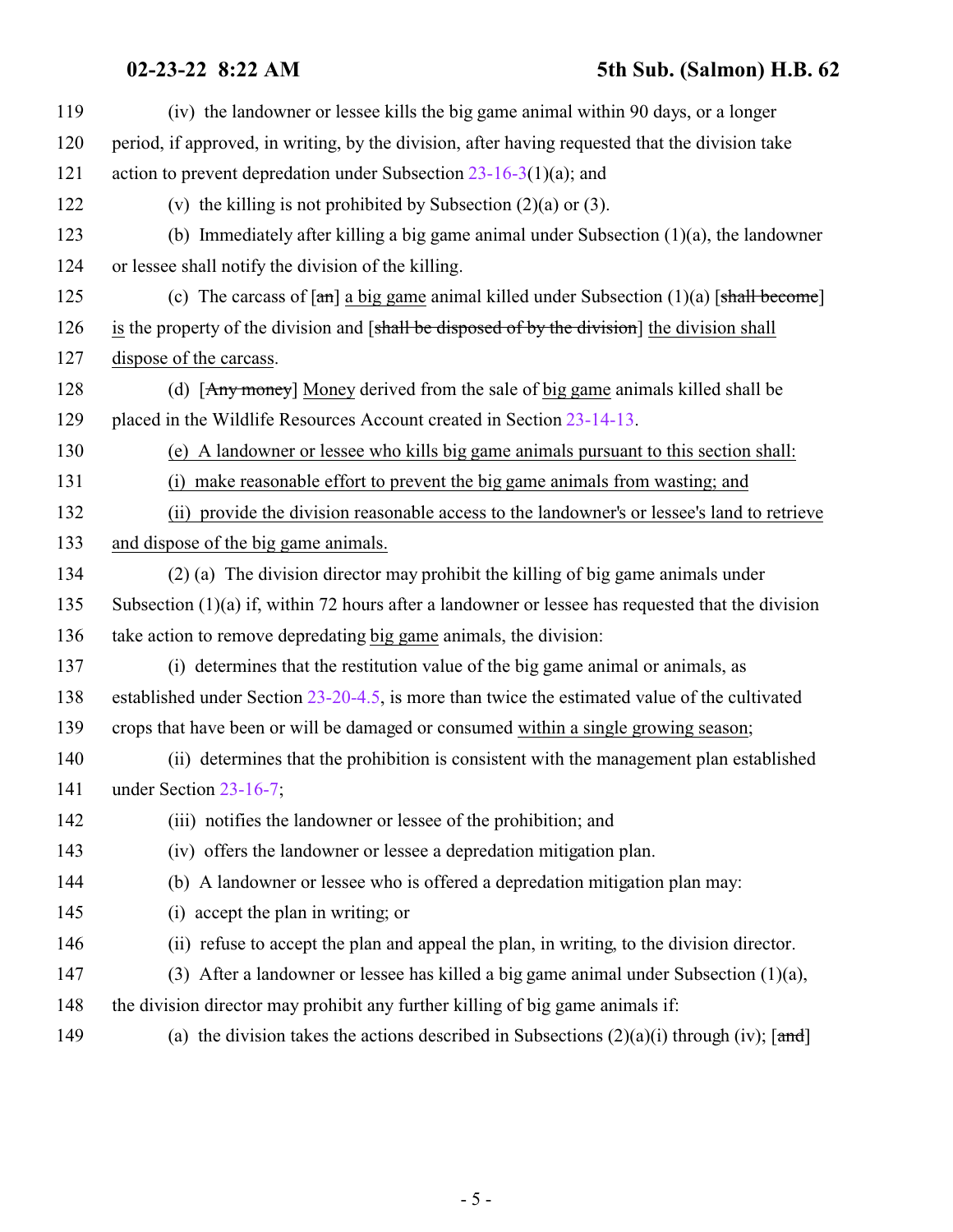(iv) the landowner or lessee kills the big game animal within 90 days, or a longer period, if approved, in writing, by the division, after having requested that the division take action to prevent depredation under Subsection 23-16-3(1)(a); and

(v) the killing is not prohibited by Subsection (2)(a) or (3).

(b) Immediately after killing a big game animal under Subsection (1)(a), the landowner or lessee shall notify the division of the killing.

(c) The carcass of [~~an~~] a big game animal killed under Subsection (1)(a) [~~shall become~~] is the property of the division and [~~shall be disposed of by the division~~] the division shall dispose of the carcass.

(d) [~~Any money~~] Money derived from the sale of big game animals killed shall be placed in the Wildlife Resources Account created in Section 23-14-13.

(e) A landowner or lessee who kills big game animals pursuant to this section shall:

(i) make reasonable effort to prevent the big game animals from wasting; and

(ii) provide the division reasonable access to the landowner's or lessee's land to retrieve and dispose of the big game animals.

(2) (a) The division director may prohibit the killing of big game animals under Subsection (1)(a) if, within 72 hours after a landowner or lessee has requested that the division take action to remove depredating big game animals, the division:

(i) determines that the restitution value of the big game animal or animals, as established under Section 23-20-4.5, is more than twice the estimated value of the cultivated crops that have been or will be damaged or consumed within a single growing season;

(ii) determines that the prohibition is consistent with the management plan established under Section 23-16-7;

(iii) notifies the landowner or lessee of the prohibition; and

(iv) offers the landowner or lessee a depredation mitigation plan.

(b) A landowner or lessee who is offered a depredation mitigation plan may:

(i) accept the plan in writing; or

(ii) refuse to accept the plan and appeal the plan, in writing, to the division director.

(3) After a landowner or lessee has killed a big game animal under Subsection (1)(a), the division director may prohibit any further killing of big game animals if:

(a) the division takes the actions described in Subsections (2)(a)(i) through (iv); [~~and~~]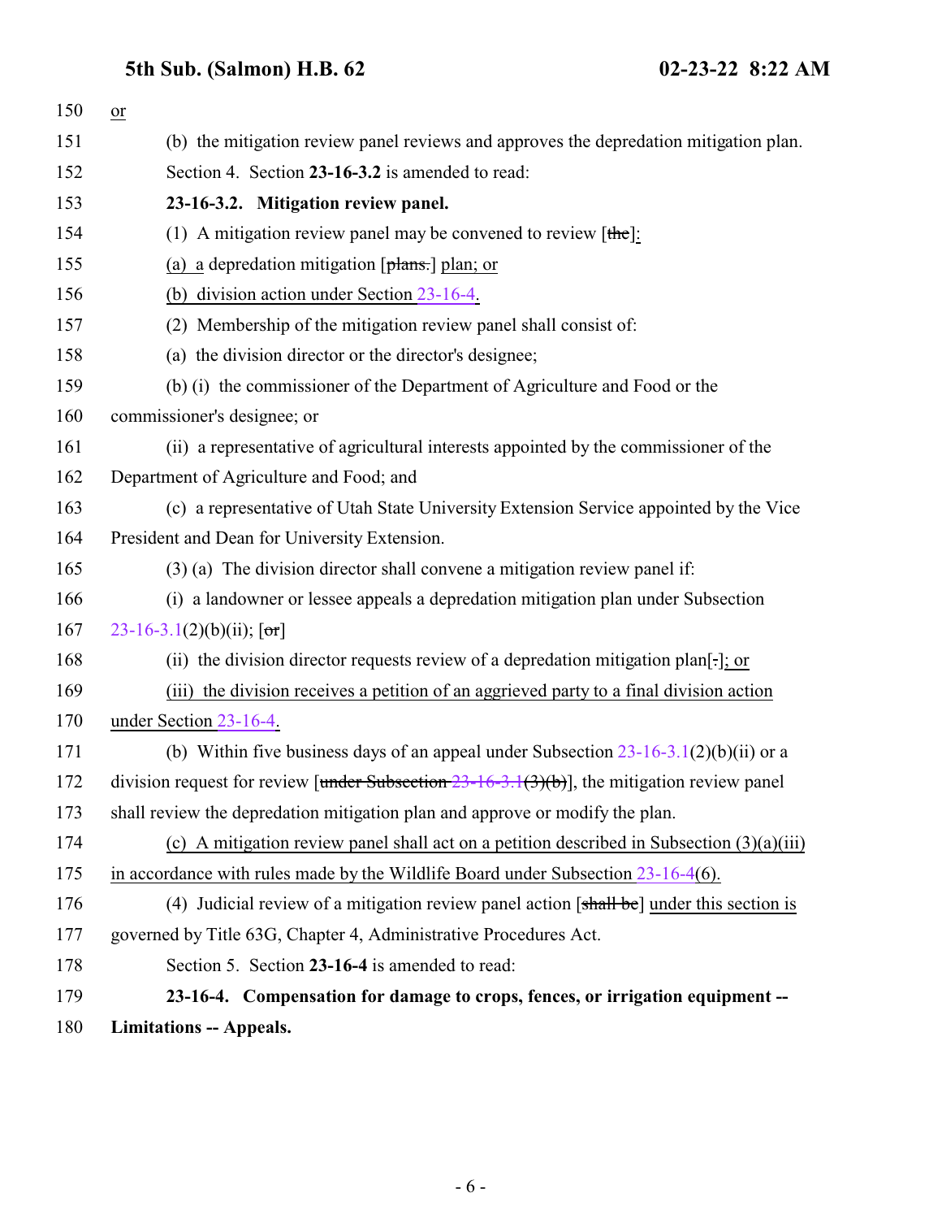150 or

151 (b) the mitigation review panel reviews and approves the depredation mitigation plan.

152 Section 4. Section **23-16-3.2** is amended to read:

153 **23-16-3.2. Mitigation review panel.**

154 (1) A mitigation review panel may be convened to review [~~the~~]:

155 (a) a depredation mitigation [~~plans.~~] plan; or

156 (b) division action under Section 23-16-4.

157 (2) Membership of the mitigation review panel shall consist of:

158 (a) the division director or the director's designee;

159 (b) (i) the commissioner of the Department of Agriculture and Food or the

160 commissioner's designee; or

161 (ii) a representative of agricultural interests appointed by the commissioner of the

162 Department of Agriculture and Food; and

163 (c) a representative of Utah State University Extension Service appointed by the Vice

164 President and Dean for University Extension.

165 (3) (a) The division director shall convene a mitigation review panel if:

166 (i) a landowner or lessee appeals a depredation mitigation plan under Subsection

167 23-16-3.1(2)(b)(ii); [~~or~~]

168 (ii) the division director requests review of a depredation mitigation plan[~~.~~]; or

169 (iii) the division receives a petition of an aggrieved party to a final division action

170 under Section 23-16-4.

171 (b) Within five business days of an appeal under Subsection 23-16-3.1(2)(b)(ii) or a

172 division request for review [~~under Subsection 23-16-3.1(3)(b)~~], the mitigation review panel

173 shall review the depredation mitigation plan and approve or modify the plan.

174 (c) A mitigation review panel shall act on a petition described in Subsection (3)(a)(iii)

175 in accordance with rules made by the Wildlife Board under Subsection 23-16-4(6).

176 (4) Judicial review of a mitigation review panel action [~~shall be~~] under this section is

177 governed by Title 63G, Chapter 4, Administrative Procedures Act.

178 Section 5. Section **23-16-4** is amended to read:

179 **23-16-4. Compensation for damage to crops, fences, or irrigation equipment --**

180 **Limitations -- Appeals.**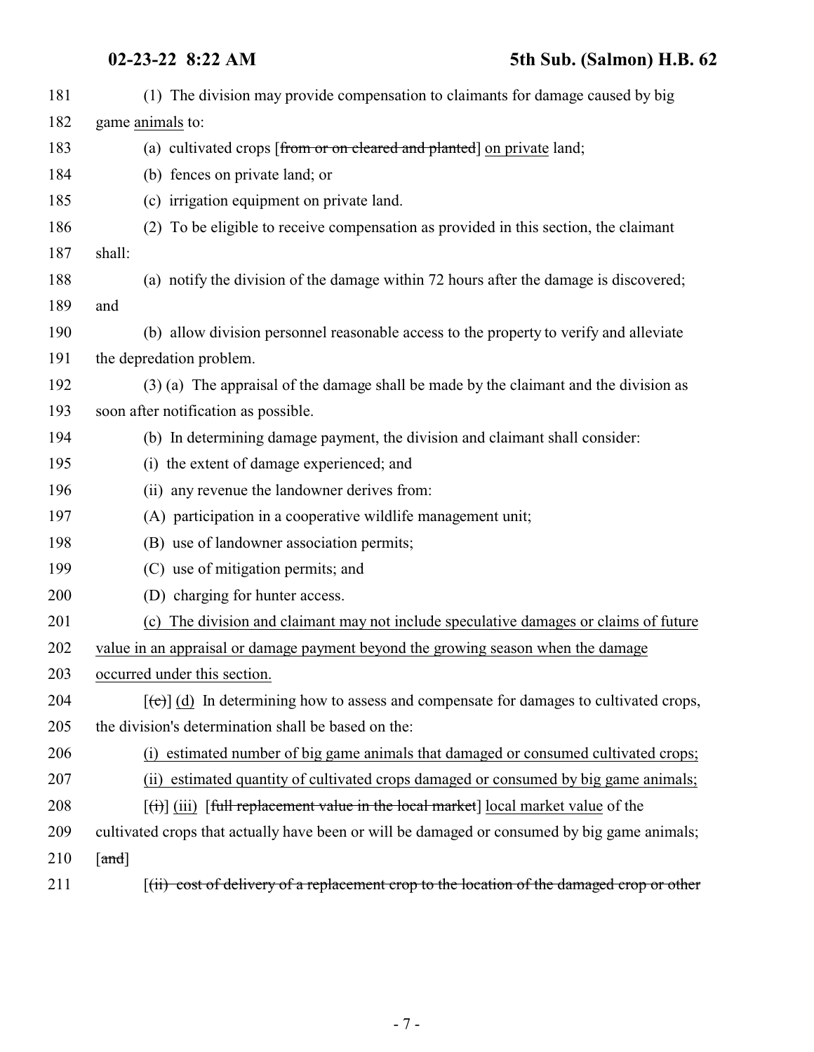181 (1) The division may provide compensation to claimants for damage caused by big
182 game animals to:

183 (a) cultivated crops [~~from or on cleared and planted~~] <u>on private</u> land;

184 (b) fences on private land; or

185 (c) irrigation equipment on private land.

186 (2) To be eligible to receive compensation as provided in this section, the claimant
187 shall:

188 (a) notify the division of the damage within 72 hours after the damage is discovered;
189 and

190 (b) allow division personnel reasonable access to the property to verify and alleviate
191 the depredation problem.

192 (3) (a) The appraisal of the damage shall be made by the claimant and the division as
193 soon after notification as possible.

194 (b) In determining damage payment, the division and claimant shall consider:

195 (i) the extent of damage experienced; and

196 (ii) any revenue the landowner derives from:

197 (A) participation in a cooperative wildlife management unit;

198 (B) use of landowner association permits;

199 (C) use of mitigation permits; and

200 (D) charging for hunter access.

201 <u>(c) The division and claimant may not include speculative damages or claims of future</u>
202 <u>value in an appraisal or damage payment beyond the growing season when the damage</u>
203 <u>occurred under this section.</u>

204 [~~(c)~~] <u>(d)</u> In determining how to assess and compensate for damages to cultivated crops,
205 the division's determination shall be based on the:

206 <u>(i) estimated number of big game animals that damaged or consumed cultivated crops;</u>

207 <u>(ii) estimated quantity of cultivated crops damaged or consumed by big game animals;</u>

208 [~~(i)~~] <u>(iii)</u> [~~full replacement value in the local market~~] <u>local market value</u> of the
209 cultivated crops that actually have been or will be damaged or consumed by big game animals;
210 [~~and~~]

211 [~~(ii) cost of delivery of a replacement crop to the location of the damaged crop or other~~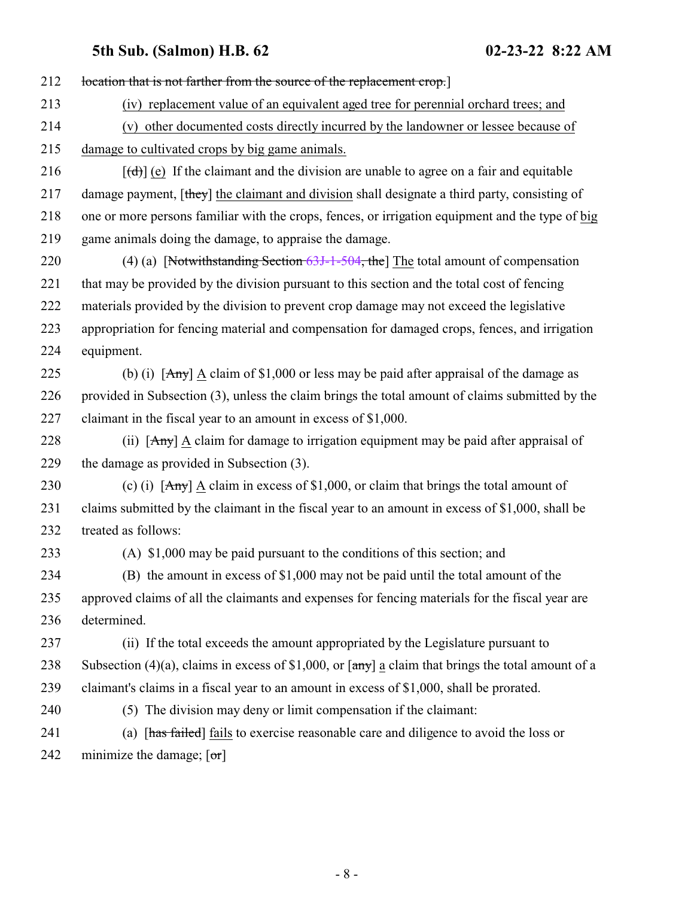212 location that is not farther from the source of the replacement crop.]

213 (iv) replacement value of an equivalent aged tree for perennial orchard trees; and

214 (v) other documented costs directly incurred by the landowner or lessee because of

215 damage to cultivated crops by big game animals.

216 [(d)] (e) If the claimant and the division are unable to agree on a fair and equitable

217 damage payment, [they] the claimant and division shall designate a third party, consisting of

218 one or more persons familiar with the crops, fences, or irrigation equipment and the type of big

219 game animals doing the damage, to appraise the damage.

220 (4) (a) [Notwithstanding Section 63J-1-504, the] The total amount of compensation

221 that may be provided by the division pursuant to this section and the total cost of fencing

222 materials provided by the division to prevent crop damage may not exceed the legislative

223 appropriation for fencing material and compensation for damaged crops, fences, and irrigation

224 equipment.

225 (b) (i) [Any] A claim of $1,000 or less may be paid after appraisal of the damage as

226 provided in Subsection (3), unless the claim brings the total amount of claims submitted by the

227 claimant in the fiscal year to an amount in excess of $1,000.

228 (ii) [Any] A claim for damage to irrigation equipment may be paid after appraisal of

229 the damage as provided in Subsection (3).

230 (c) (i) [Any] A claim in excess of $1,000, or claim that brings the total amount of

231 claims submitted by the claimant in the fiscal year to an amount in excess of $1,000, shall be

232 treated as follows:

233 (A) $1,000 may be paid pursuant to the conditions of this section; and

234 (B) the amount in excess of $1,000 may not be paid until the total amount of the

235 approved claims of all the claimants and expenses for fencing materials for the fiscal year are

236 determined.

237 (ii) If the total exceeds the amount appropriated by the Legislature pursuant to

238 Subsection (4)(a), claims in excess of $1,000, or [any] a claim that brings the total amount of a

239 claimant's claims in a fiscal year to an amount in excess of $1,000, shall be prorated.

240 (5) The division may deny or limit compensation if the claimant:

241 (a) [has failed] fails to exercise reasonable care and diligence to avoid the loss or

242 minimize the damage; [or]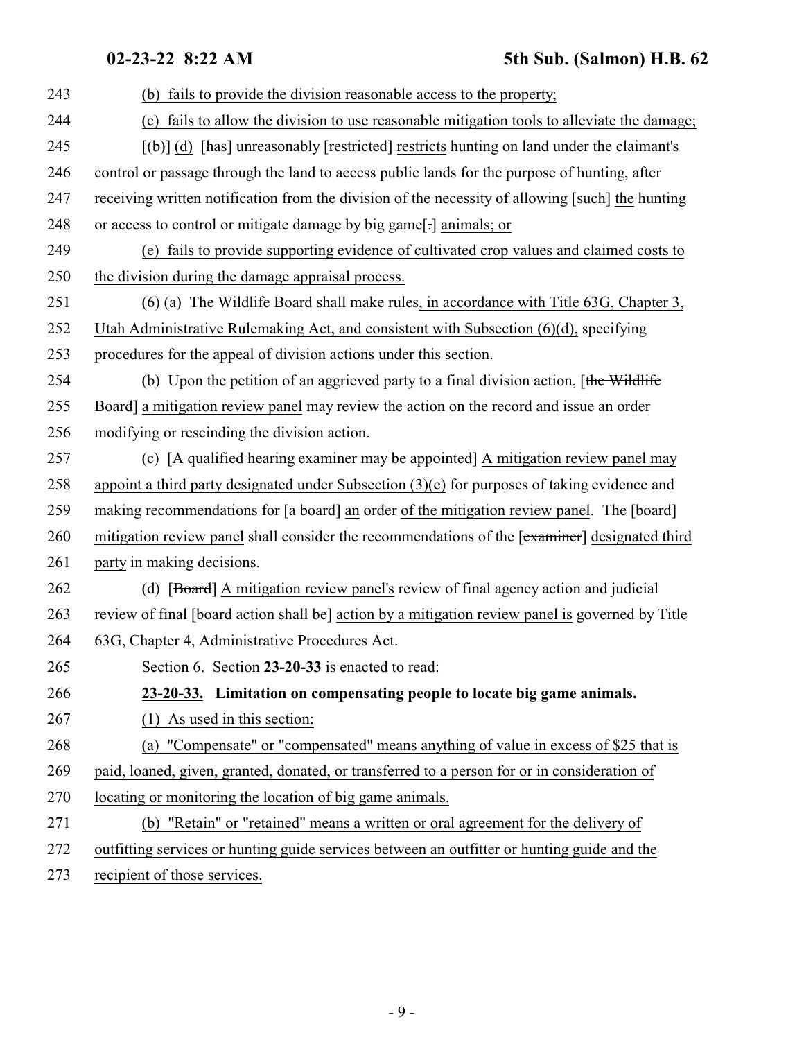243 (b) fails to provide the division reasonable access to the property;

244 (c) fails to allow the division to use reasonable mitigation tools to alleviate the damage;

245 [(b)] (d) [has] unreasonably [restricted] restricts hunting on land under the claimant's

246 control or passage through the land to access public lands for the purpose of hunting, after

247 receiving written notification from the division of the necessity of allowing [such] the hunting

248 or access to control or mitigate damage by big game[.] animals; or

249 (e) fails to provide supporting evidence of cultivated crop values and claimed costs to

250 the division during the damage appraisal process.

251 (6) (a) The Wildlife Board shall make rules, in accordance with Title 63G, Chapter 3,

252 Utah Administrative Rulemaking Act, and consistent with Subsection (6)(d), specifying

253 procedures for the appeal of division actions under this section.

254 (b) Upon the petition of an aggrieved party to a final division action, [the Wildlife

255 Board] a mitigation review panel may review the action on the record and issue an order

256 modifying or rescinding the division action.

257 (c) [A qualified hearing examiner may be appointed] A mitigation review panel may

258 appoint a third party designated under Subsection (3)(e) for purposes of taking evidence and

259 making recommendations for [a board] an order of the mitigation review panel. The [board]

260 mitigation review panel shall consider the recommendations of the [examiner] designated third

261 party in making decisions.

262 (d) [Board] A mitigation review panel's review of final agency action and judicial

263 review of final [board action shall be] action by a mitigation review panel is governed by Title

264 63G, Chapter 4, Administrative Procedures Act.

265 Section 6. Section **23-20-33** is enacted to read:

266 **23-20-33. Limitation on compensating people to locate big game animals.**

267 (1) As used in this section:

268 (a) "Compensate" or "compensated" means anything of value in excess of $25 that is

269 paid, loaned, given, granted, donated, or transferred to a person for or in consideration of

270 locating or monitoring the location of big game animals.

271 (b) "Retain" or "retained" means a written or oral agreement for the delivery of

272 outfitting services or hunting guide services between an outfitter or hunting guide and the

273 recipient of those services.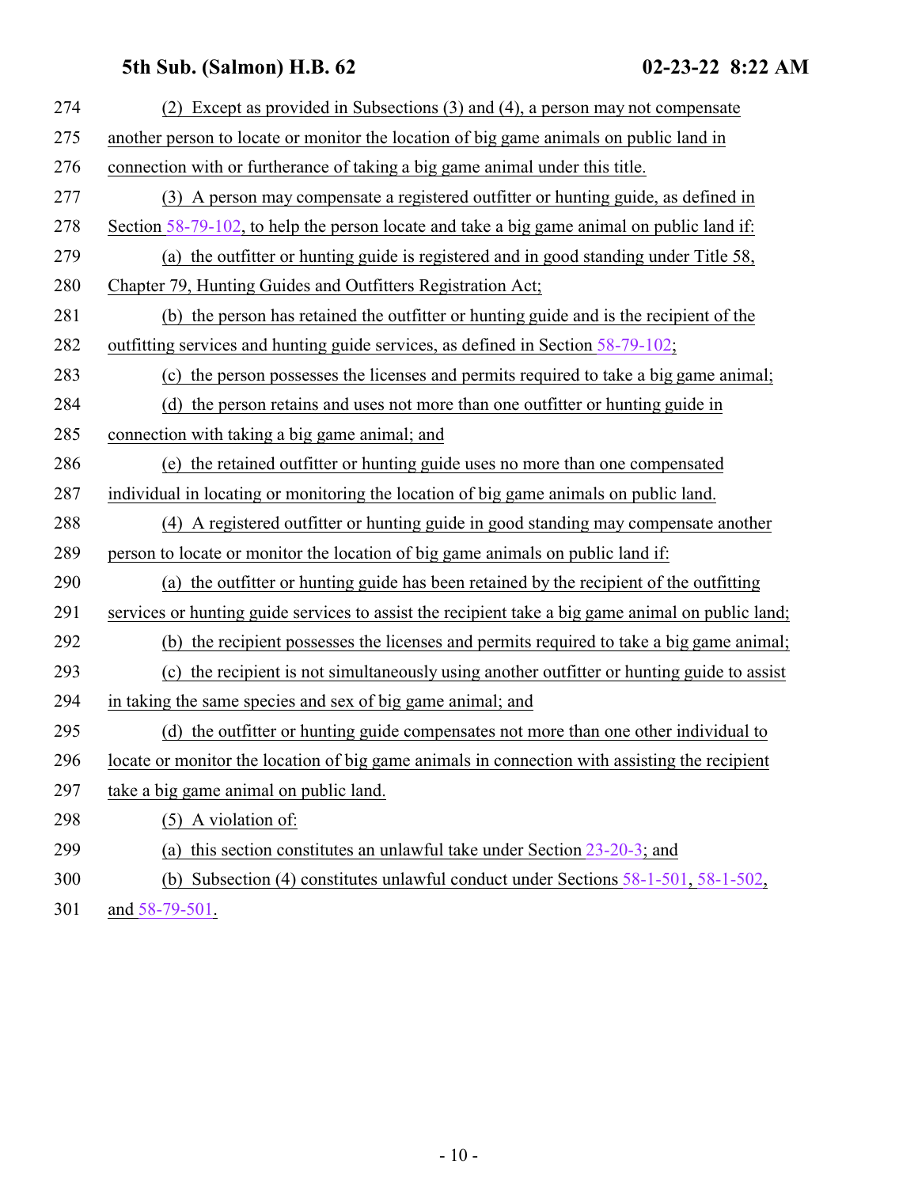(2) Except as provided in Subsections (3) and (4), a person may not compensate another person to locate or monitor the location of big game animals on public land in connection with or furtherance of taking a big game animal under this title.

(3) A person may compensate a registered outfitter or hunting guide, as defined in Section 58-79-102, to help the person locate and take a big game animal on public land if:

(a) the outfitter or hunting guide is registered and in good standing under Title 58, Chapter 79, Hunting Guides and Outfitters Registration Act;

(b) the person has retained the outfitter or hunting guide and is the recipient of the outfitting services and hunting guide services, as defined in Section 58-79-102;

(c) the person possesses the licenses and permits required to take a big game animal;

(d) the person retains and uses not more than one outfitter or hunting guide in connection with taking a big game animal; and

(e) the retained outfitter or hunting guide uses no more than one compensated individual in locating or monitoring the location of big game animals on public land.

(4) A registered outfitter or hunting guide in good standing may compensate another person to locate or monitor the location of big game animals on public land if:

(a) the outfitter or hunting guide has been retained by the recipient of the outfitting services or hunting guide services to assist the recipient take a big game animal on public land;

(b) the recipient possesses the licenses and permits required to take a big game animal;

(c) the recipient is not simultaneously using another outfitter or hunting guide to assist in taking the same species and sex of big game animal; and

(d) the outfitter or hunting guide compensates not more than one other individual to locate or monitor the location of big game animals in connection with assisting the recipient take a big game animal on public land.

(5) A violation of:

(a) this section constitutes an unlawful take under Section 23-20-3; and

(b) Subsection (4) constitutes unlawful conduct under Sections 58-1-501, 58-1-502, and 58-79-501.